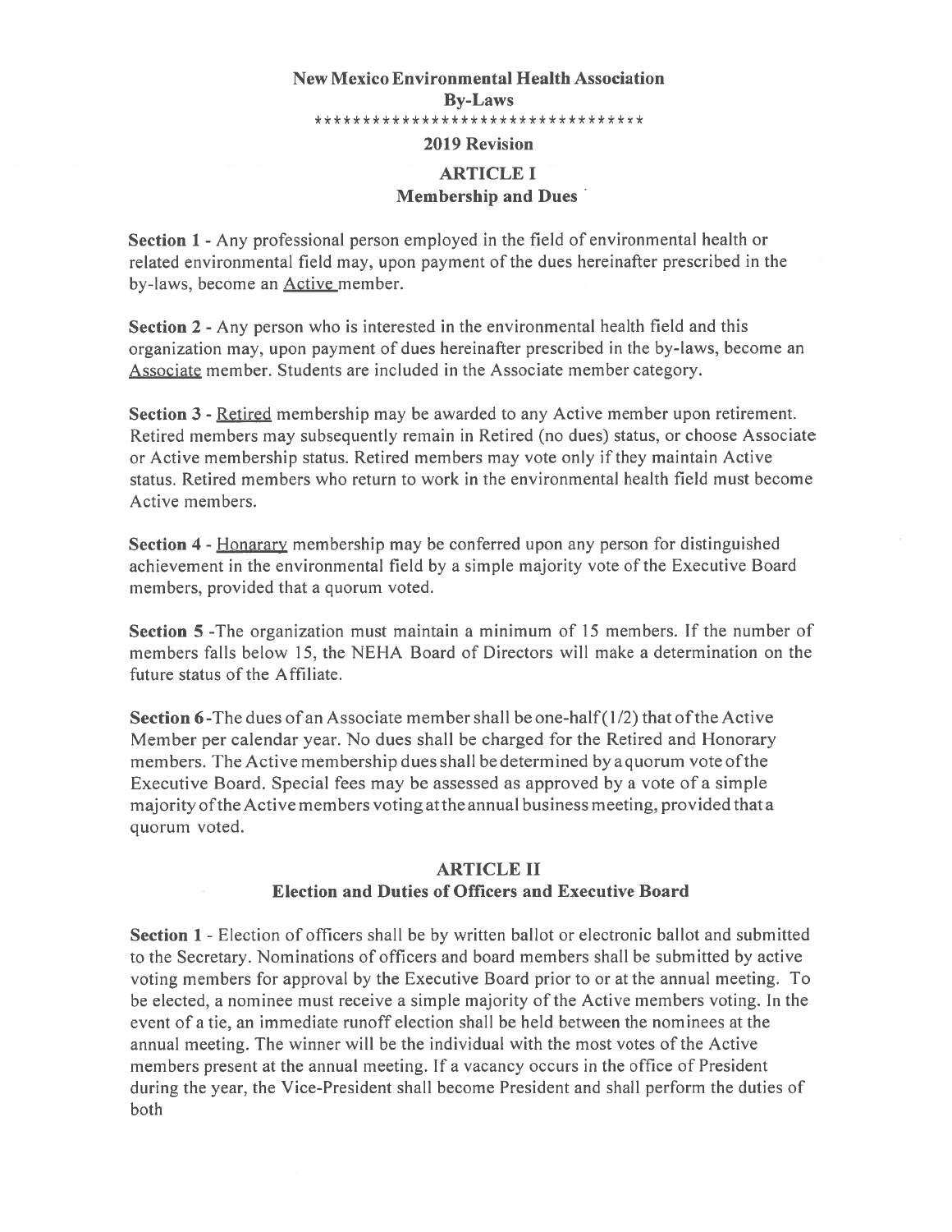# New Mexico Environmental Health Association

## By-Laws

\*\*\*\*\*\*\*\*\*\*\*\*\*\*\*\*\*\*\*\*\*\*\*\*\*\*\*\*\*\*\*\*\*\*

### 2019 Revision

## ARTICLE I

### Membership and Dues

**Section 1** - Any professional person employed in the field of environmental health or related environmental field may, upon payment of the dues hereinafter prescribed in the by-laws, become an Active member.

**Section 2** - Any person who is interested in the environmental health field and this organization may, upon payment of dues hereinafter prescribed in the by-laws, become an Associate member. Students are included in the Associate member category.

**Section 3** - Retired membership may be awarded to any Active member upon retirement. Retired members may subsequently remain in Retired (no dues) status, or choose Associate or Active membership status. Retired members may vote only if they maintain Active status. Retired members who return to work in the environmental health field must become Active members.

**Section 4** - Honarary membership may be conferred upon any person for distinguished achievement in the environmental field by a simple majority vote of the Executive Board members, provided that a quorum voted.

**Section 5** -The organization must maintain a minimum of 15 members. If the number of members falls below 15, the NEHA Board of Directors will make a determination on the future status of the Affiliate.

**Section 6** -The dues of an Associate member shall be one-half (1/2) that of the Active Member per calendar year. No dues shall be charged for the Retired and Honorary members. The Active membership dues shall be determined by a quorum vote of the Executive Board. Special fees may be assessed as approved by a vote of a simple majority of the Active members voting at the annual business meeting, provided that a quorum voted.

## ARTICLE II

### Election and Duties of Officers and Executive Board

**Section 1** - Election of officers shall be by written ballot or electronic ballot and submitted to the Secretary. Nominations of officers and board members shall be submitted by active voting members for approval by the Executive Board prior to or at the annual meeting. To be elected, a nominee must receive a simple majority of the Active members voting. In the event of a tie, an immediate runoff election shall be held between the nominees at the annual meeting. The winner will be the individual with the most votes of the Active members present at the annual meeting. If a vacancy occurs in the office of President during the year, the Vice-President shall become President and shall perform the duties of both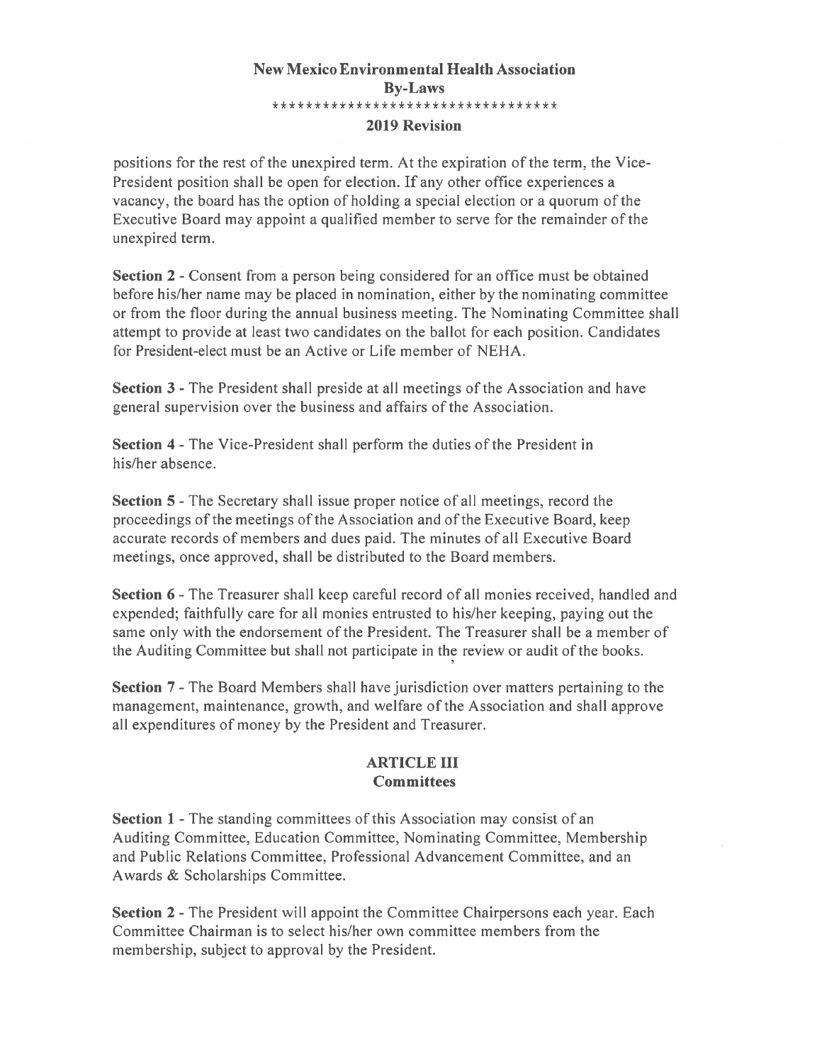positions for the rest of the unexpired term. At the expiration of the term, the Vice-President position shall be open for election. If any other office experiences a vacancy, the board has the option of holding a special election or a quorum of the Executive Board may appoint a qualified member to serve for the remainder of the unexpired term.

**Section 2** - Consent from a person being considered for an office must be obtained before his/her name may be placed in nomination, either by the nominating committee or from the floor during the annual business meeting. The Nominating Committee shall attempt to provide at least two candidates on the ballot for each position. Candidates for President-elect must be an Active or Life member of NEHA.

**Section 3** - The President shall preside at all meetings of the Association and have general supervision over the business and affairs of the Association.

**Section 4** - The Vice-President shall perform the duties of the President in his/her absence.

**Section 5** - The Secretary shall issue proper notice of all meetings, record the proceedings of the meetings of the Association and of the Executive Board, keep accurate records of members and dues paid. The minutes of all Executive Board meetings, once approved, shall be distributed to the Board members.

**Section 6** - The Treasurer shall keep careful record of all monies received, handled and expended; faithfully care for all monies entrusted to his/her keeping, paying out the same only with the endorsement of the President. The Treasurer shall be a member of the Auditing Committee but shall not participate in the review or audit of the books.

**Section 7** - The Board Members shall have jurisdiction over matters pertaining to the management, maintenance, growth, and welfare of the Association and shall approve all expenditures of money by the President and Treasurer.

## ARTICLE III
## Committees

**Section 1** - The standing committees of this Association may consist of an Auditing Committee, Education Committee, Nominating Committee, Membership and Public Relations Committee, Professional Advancement Committee, and an Awards & Scholarships Committee.

**Section 2** - The President will appoint the Committee Chairpersons each year. Each Committee Chairman is to select his/her own committee members from the membership, subject to approval by the President.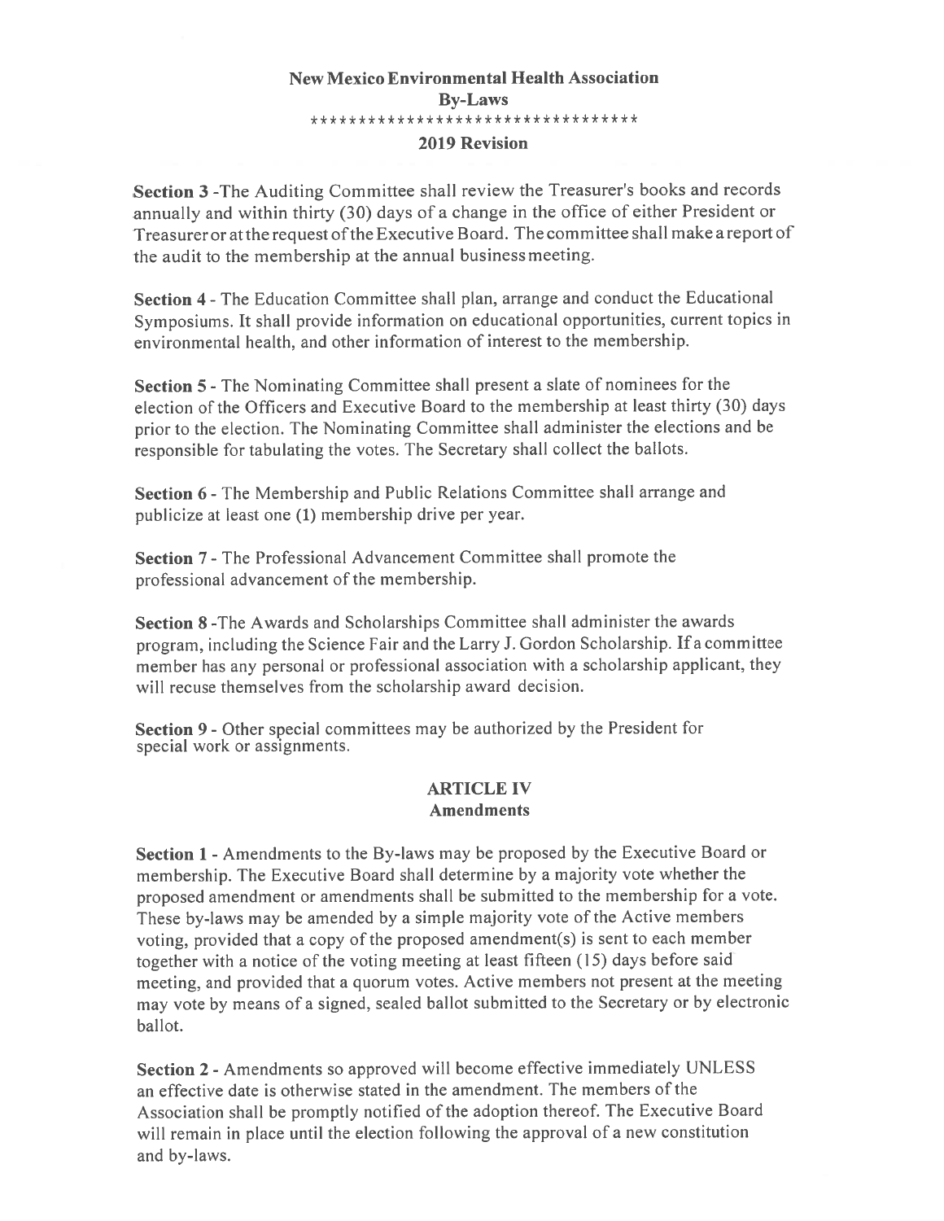**New Mexico Environmental Health Association**
**By-Laws**
**********************************
**2019 Revision**

**Section 3** -The Auditing Committee shall review the Treasurer's books and records annually and within thirty (30) days of a change in the office of either President or Treasurer or at the request of the Executive Board. The committee shall make a report of the audit to the membership at the annual business meeting.

**Section 4** - The Education Committee shall plan, arrange and conduct the Educational Symposiums. It shall provide information on educational opportunities, current topics in environmental health, and other information of interest to the membership.

**Section 5** - The Nominating Committee shall present a slate of nominees for the election of the Officers and Executive Board to the membership at least thirty (30) days prior to the election. The Nominating Committee shall administer the elections and be responsible for tabulating the votes. The Secretary shall collect the ballots.

**Section 6** - The Membership and Public Relations Committee shall arrange and publicize at least one (1) membership drive per year.

**Section 7** - The Professional Advancement Committee shall promote the professional advancement of the membership.

**Section 8** -The Awards and Scholarships Committee shall administer the awards program, including the Science Fair and the Larry J. Gordon Scholarship. If a committee member has any personal or professional association with a scholarship applicant, they will recuse themselves from the scholarship award decision.

**Section 9** - Other special committees may be authorized by the President for special work or assignments.

## ARTICLE IV
## Amendments

**Section 1** - Amendments to the By-laws may be proposed by the Executive Board or membership. The Executive Board shall determine by a majority vote whether the proposed amendment or amendments shall be submitted to the membership for a vote. These by-laws may be amended by a simple majority vote of the Active members voting, provided that a copy of the proposed amendment(s) is sent to each member together with a notice of the voting meeting at least fifteen (15) days before said meeting, and provided that a quorum votes. Active members not present at the meeting may vote by means of a signed, sealed ballot submitted to the Secretary or by electronic ballot.

**Section 2** - Amendments so approved will become effective immediately UNLESS an effective date is otherwise stated in the amendment. The members of the Association shall be promptly notified of the adoption thereof. The Executive Board will remain in place until the election following the approval of a new constitution and by-laws.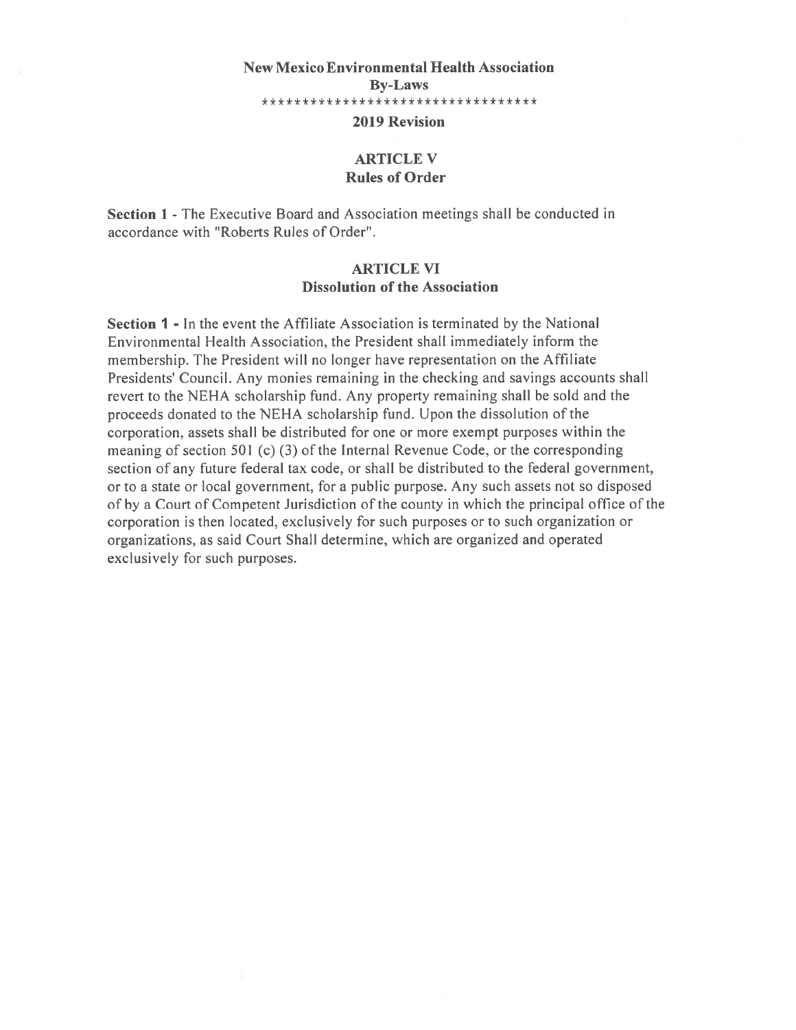**New Mexico Environmental Health Association**
**By-Laws**
**********************************
**2019 Revision**

## ARTICLE V
### Rules of Order

**Section 1** - The Executive Board and Association meetings shall be conducted in accordance with "Roberts Rules of Order".

## ARTICLE VI
### Dissolution of the Association

**Section 1** - In the event the Affiliate Association is terminated by the National Environmental Health Association, the President shall immediately inform the membership. The President will no longer have representation on the Affiliate Presidents' Council. Any monies remaining in the checking and savings accounts shall revert to the NEHA scholarship fund. Any property remaining shall be sold and the proceeds donated to the NEHA scholarship fund. Upon the dissolution of the corporation, assets shall be distributed for one or more exempt purposes within the meaning of section 501 (c) (3) of the Internal Revenue Code, or the corresponding section of any future federal tax code, or shall be distributed to the federal government, or to a state or local government, for a public purpose. Any such assets not so disposed of by a Court of Competent Jurisdiction of the county in which the principal office of the corporation is then located, exclusively for such purposes or to such organization or organizations, as said Court Shall determine, which are organized and operated exclusively for such purposes.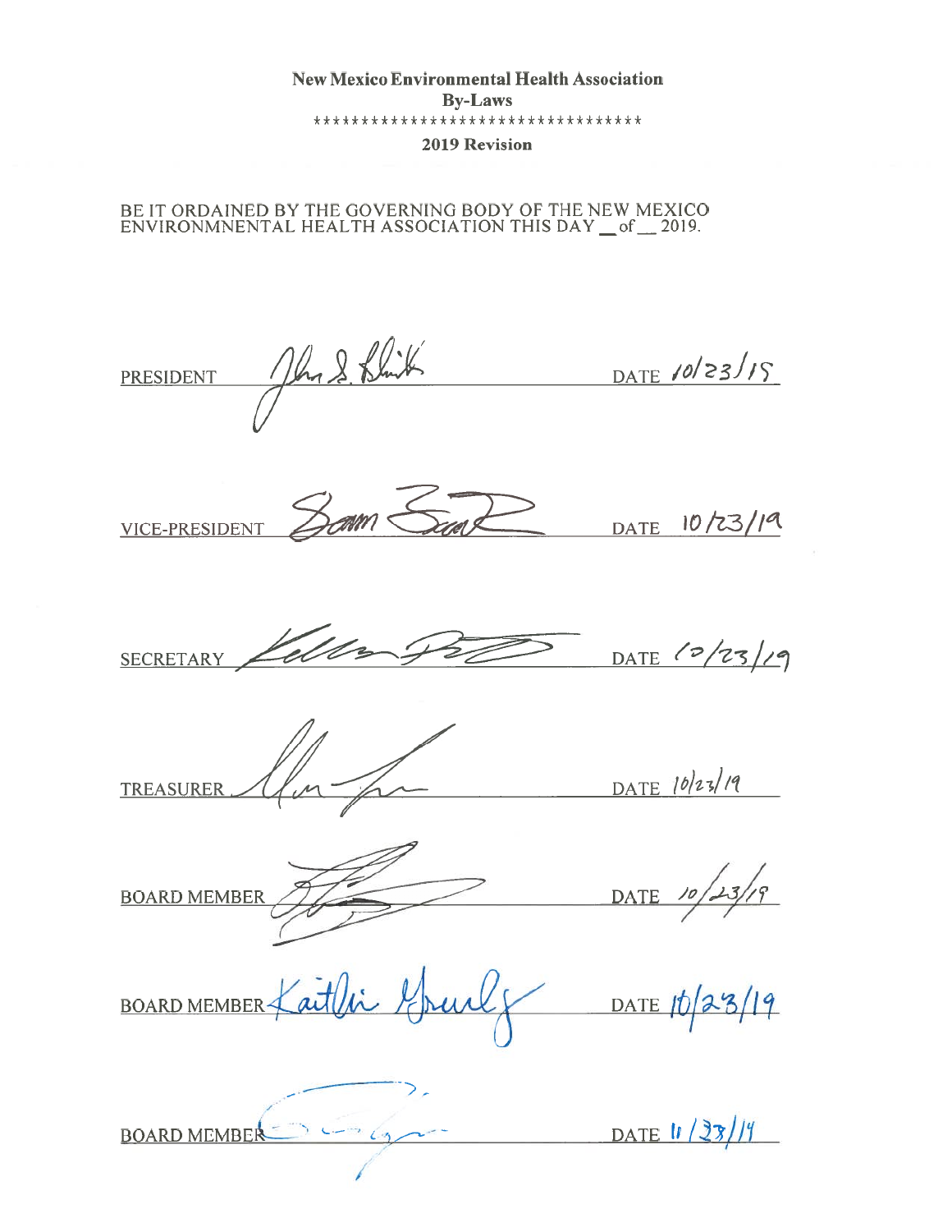**New Mexico Environmental Health Association**

**By-Laws**

**\*\*\*\*\*\*\*\*\*\*\*\*\*\*\*\*\*\*\*\*\*\*\*\*\*\*\*\*\*\*\*\*\***

**2019 Revision**

BE IT ORDAINED BY THE GOVERNING BODY OF THE NEW MEXICO ENVIRONMNENTAL HEALTH ASSOCIATION THIS DAY __ of __ 2019.

PRESIDENT _John S. Smith_ DATE 10/23/19

VICE-PRESIDENT _Sam Smith_ DATE 10/23/19

SECRETARY _[signature]_ DATE 10/23/19

TREASURER _[signature]_ DATE 10/23/19

BOARD MEMBER _[signature]_ DATE 10/23/19

BOARD MEMBER _Kaitlin Grundy_ DATE 10/23/19

BOARD MEMBER _[signature]_ DATE 11/28/19